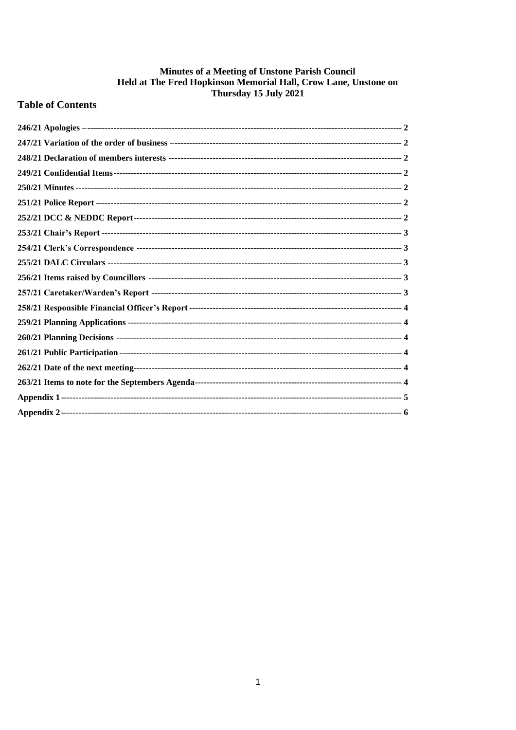# Minutes of a Meeting of Unstone Parish Council Held at The Fred Hopkinson Memorial Hall, Crow Lane, Unstone on Thursday 15 July 2021

## Table of Contents

246/21 Apologies – 2
247/21 Variation of the order of business – 2
248/21 Declaration of members interests 2
249/21 Confidential Items 2
250/21 Minutes 2
251/21 Police Report 2
252/21 DCC & NEDDC Report 2
253/21 Chair's Report 3
254/21 Clerk's Correspondence 3
255/21 DALC Circulars 3
256/21 Items raised by Councillors 3
257/21 Caretaker/Warden's Report 3
258/21 Responsible Financial Officer's Report 4
259/21 Planning Applications 4
260/21 Planning Decisions 4
261/21 Public Participation 4
262/21 Date of the next meeting 4
263/21 Items to note for the Septembers Agenda 4
Appendix 1 5
Appendix 2 6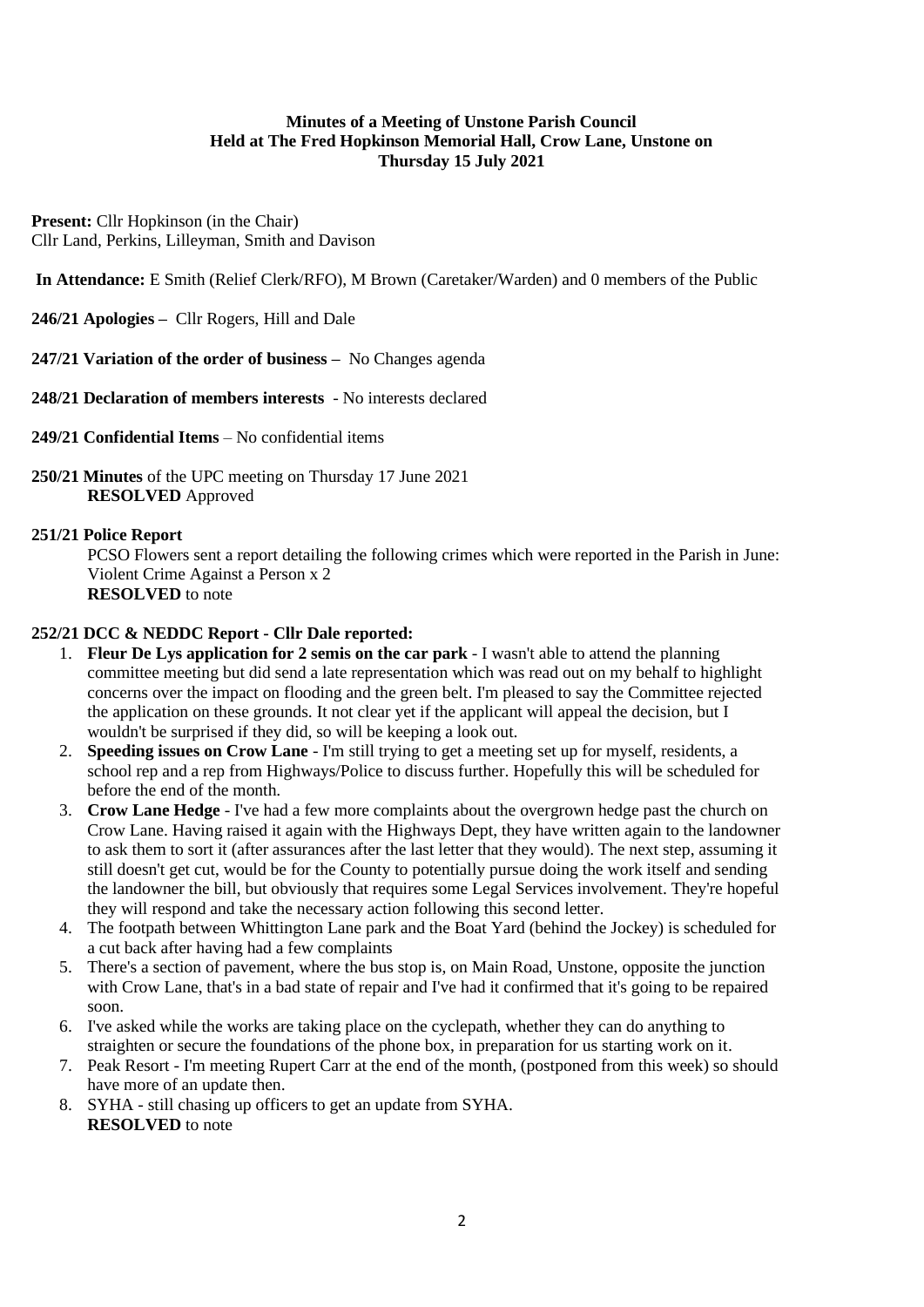**Minutes of a Meeting of Unstone Parish Council**
**Held at The Fred Hopkinson Memorial Hall, Crow Lane, Unstone on**
**Thursday 15 July 2021**

**Present:** Cllr Hopkinson (in the Chair)
Cllr Land, Perkins, Lilleyman, Smith and Davison

**In Attendance:** E Smith (Relief Clerk/RFO), M Brown (Caretaker/Warden) and 0 members of the Public

**246/21 Apologies –** Cllr Rogers, Hill and Dale

**247/21 Variation of the order of business –** No Changes agenda

**248/21 Declaration of members interests** - No interests declared

**249/21 Confidential Items** – No confidential items

**250/21 Minutes** of the UPC meeting on Thursday 17 June 2021
**RESOLVED** Approved

**251/21 Police Report**

PCSO Flowers sent a report detailing the following crimes which were reported in the Parish in June:
Violent Crime Against a Person x 2
**RESOLVED** to note

**252/21 DCC & NEDDC Report - Cllr Dale reported:**

1. **Fleur De Lys application for 2 semis on the car park** - I wasn't able to attend the planning committee meeting but did send a late representation which was read out on my behalf to highlight concerns over the impact on flooding and the green belt. I'm pleased to say the Committee rejected the application on these grounds. It not clear yet if the applicant will appeal the decision, but I wouldn't be surprised if they did, so will be keeping a look out.
2. **Speeding issues on Crow Lane** - I'm still trying to get a meeting set up for myself, residents, a school rep and a rep from Highways/Police to discuss further. Hopefully this will be scheduled for before the end of the month.
3. **Crow Lane Hedge** - I've had a few more complaints about the overgrown hedge past the church on Crow Lane. Having raised it again with the Highways Dept, they have written again to the landowner to ask them to sort it (after assurances after the last letter that they would). The next step, assuming it still doesn't get cut, would be for the County to potentially pursue doing the work itself and sending the landowner the bill, but obviously that requires some Legal Services involvement. They're hopeful they will respond and take the necessary action following this second letter.
4. The footpath between Whittington Lane park and the Boat Yard (behind the Jockey) is scheduled for a cut back after having had a few complaints
5. There's a section of pavement, where the bus stop is, on Main Road, Unstone, opposite the junction with Crow Lane, that's in a bad state of repair and I've had it confirmed that it's going to be repaired soon.
6. I've asked while the works are taking place on the cyclepath, whether they can do anything to straighten or secure the foundations of the phone box, in preparation for us starting work on it.
7. Peak Resort - I'm meeting Rupert Carr at the end of the month, (postponed from this week) so should have more of an update then.
8. SYHA - still chasing up officers to get an update from SYHA.

**RESOLVED** to note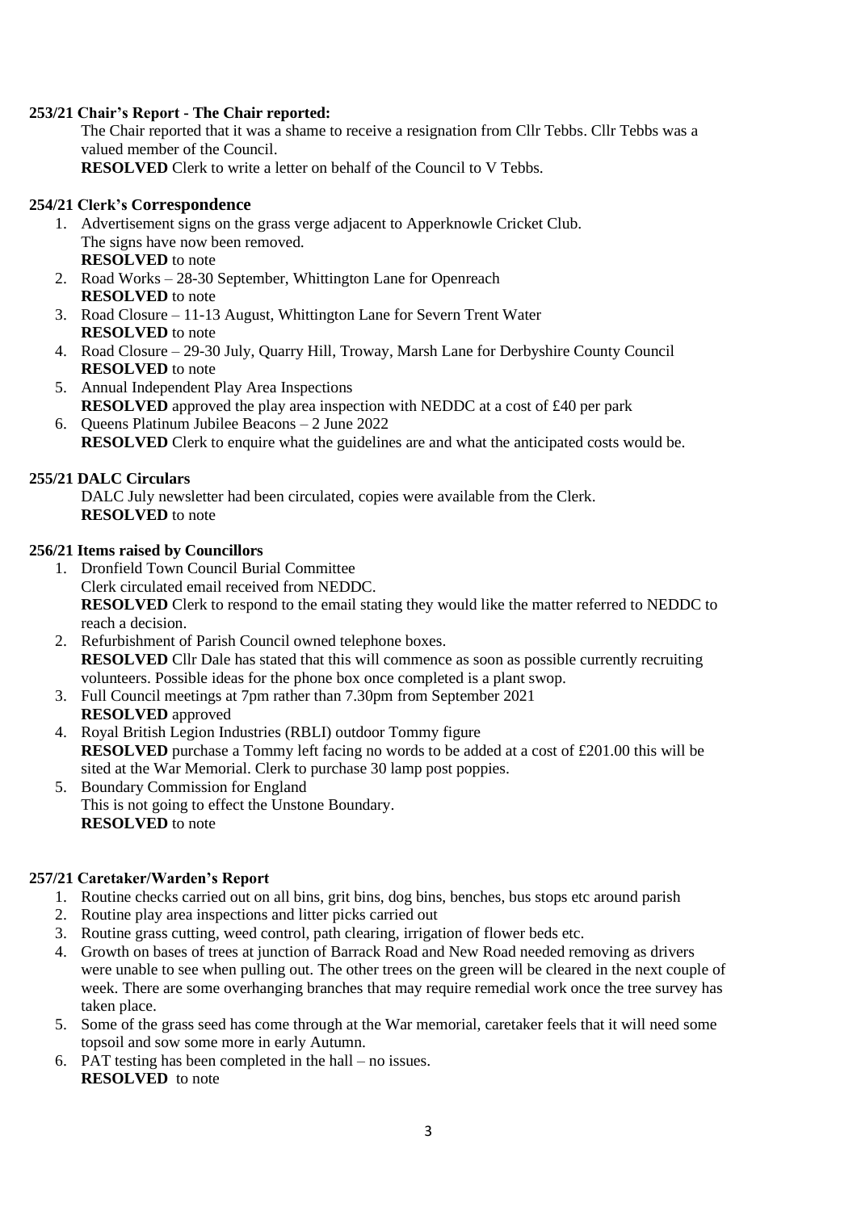**253/21 Chair's Report - The Chair reported:**

The Chair reported that it was a shame to receive a resignation from Cllr Tebbs. Cllr Tebbs was a valued member of the Council.

**RESOLVED** Clerk to write a letter on behalf of the Council to V Tebbs.

**254/21 Clerk's Correspondence**

1. Advertisement signs on the grass verge adjacent to Apperknowle Cricket Club.
   The signs have now been removed.
   **RESOLVED** to note
2. Road Works – 28-30 September, Whittington Lane for Openreach
   **RESOLVED** to note
3. Road Closure – 11-13 August, Whittington Lane for Severn Trent Water
   **RESOLVED** to note
4. Road Closure – 29-30 July, Quarry Hill, Troway, Marsh Lane for Derbyshire County Council
   **RESOLVED** to note
5. Annual Independent Play Area Inspections
   **RESOLVED** approved the play area inspection with NEDDC at a cost of £40 per park
6. Queens Platinum Jubilee Beacons – 2 June 2022
   **RESOLVED** Clerk to enquire what the guidelines are and what the anticipated costs would be.

**255/21 DALC Circulars**

DALC July newsletter had been circulated, copies were available from the Clerk.
**RESOLVED** to note

**256/21 Items raised by Councillors**

1. Dronfield Town Council Burial Committee
   Clerk circulated email received from NEDDC.
   **RESOLVED** Clerk to respond to the email stating they would like the matter referred to NEDDC to reach a decision.
2. Refurbishment of Parish Council owned telephone boxes.
   **RESOLVED** Cllr Dale has stated that this will commence as soon as possible currently recruiting volunteers. Possible ideas for the phone box once completed is a plant swop.
3. Full Council meetings at 7pm rather than 7.30pm from September 2021
   **RESOLVED** approved
4. Royal British Legion Industries (RBLI) outdoor Tommy figure
   **RESOLVED** purchase a Tommy left facing no words to be added at a cost of £201.00 this will be sited at the War Memorial. Clerk to purchase 30 lamp post poppies.
5. Boundary Commission for England
   This is not going to effect the Unstone Boundary.
   **RESOLVED** to note

**257/21 Caretaker/Warden's Report**

1. Routine checks carried out on all bins, grit bins, dog bins, benches, bus stops etc around parish
2. Routine play area inspections and litter picks carried out
3. Routine grass cutting, weed control, path clearing, irrigation of flower beds etc.
4. Growth on bases of trees at junction of Barrack Road and New Road needed removing as drivers were unable to see when pulling out. The other trees on the green will be cleared in the next couple of week. There are some overhanging branches that may require remedial work once the tree survey has taken place.
5. Some of the grass seed has come through at the War memorial, caretaker feels that it will need some topsoil and sow some more in early Autumn.
6. PAT testing has been completed in the hall – no issues.
   **RESOLVED** to note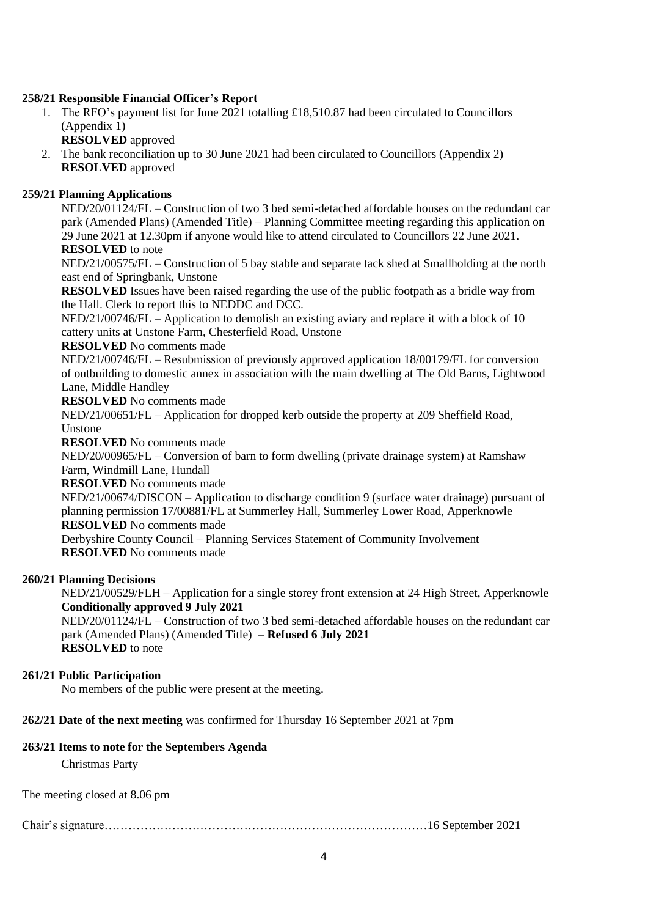**258/21 Responsible Financial Officer's Report**

1. The RFO's payment list for June 2021 totalling £18,510.87 had been circulated to Councillors (Appendix 1)
   **RESOLVED** approved
2. The bank reconciliation up to 30 June 2021 had been circulated to Councillors (Appendix 2)
   **RESOLVED** approved

**259/21 Planning Applications**

NED/20/01124/FL – Construction of two 3 bed semi-detached affordable houses on the redundant car park (Amended Plans) (Amended Title) – Planning Committee meeting regarding this application on 29 June 2021 at 12.30pm if anyone would like to attend circulated to Councillors 22 June 2021.
**RESOLVED** to note

NED/21/00575/FL – Construction of 5 bay stable and separate tack shed at Smallholding at the north east end of Springbank, Unstone
**RESOLVED** Issues have been raised regarding the use of the public footpath as a bridle way from the Hall. Clerk to report this to NEDDC and DCC.

NED/21/00746/FL – Application to demolish an existing aviary and replace it with a block of 10 cattery units at Unstone Farm, Chesterfield Road, Unstone
**RESOLVED** No comments made

NED/21/00746/FL – Resubmission of previously approved application 18/00179/FL for conversion of outbuilding to domestic annex in association with the main dwelling at The Old Barns, Lightwood Lane, Middle Handley
**RESOLVED** No comments made

NED/21/00651/FL – Application for dropped kerb outside the property at 209 Sheffield Road, Unstone
**RESOLVED** No comments made

NED/20/00965/FL – Conversion of barn to form dwelling (private drainage system) at Ramshaw Farm, Windmill Lane, Hundall
**RESOLVED** No comments made

NED/21/00674/DISCON – Application to discharge condition 9 (surface water drainage) pursuant of planning permission 17/00881/FL at Summerley Hall, Summerley Lower Road, Apperknowle
**RESOLVED** No comments made

Derbyshire County Council – Planning Services Statement of Community Involvement
**RESOLVED** No comments made

**260/21 Planning Decisions**

NED/21/00529/FLH – Application for a single storey front extension at 24 High Street, Apperknowle
**Conditionally approved 9 July 2021**

NED/20/01124/FL – Construction of two 3 bed semi-detached affordable houses on the redundant car park (Amended Plans) (Amended Title) – **Refused 6 July 2021**
**RESOLVED** to note

**261/21 Public Participation**

No members of the public were present at the meeting.

**262/21 Date of the next meeting** was confirmed for Thursday 16 September 2021 at 7pm

**263/21 Items to note for the Septembers Agenda**

Christmas Party

The meeting closed at 8.06 pm

Chair's signature………………………………………………………………………16 September 2021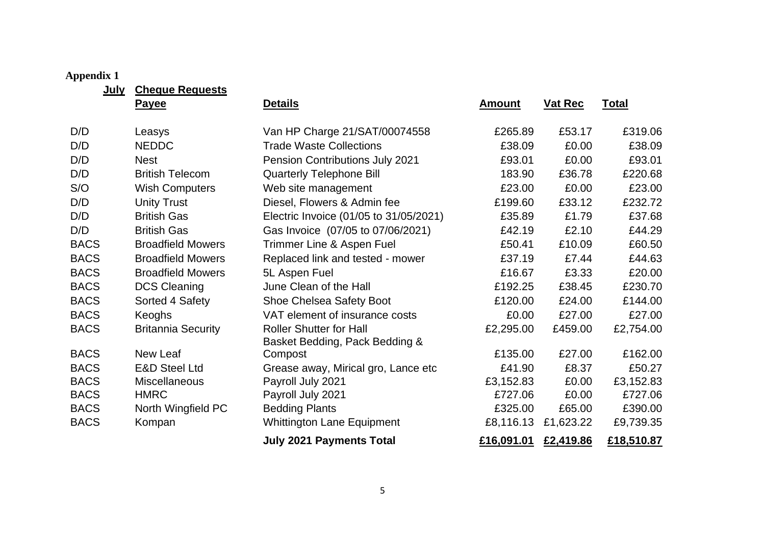**Appendix 1**

**July** **Cheque Requests**

| | Payee | Details | Amount | Vat Rec | Total |
|---|---|---|---|---|---|
| D/D | Leasys | Van HP Charge 21/SAT/00074558 | £265.89 | £53.17 | £319.06 |
| D/D | NEDDC | Trade Waste Collections | £38.09 | £0.00 | £38.09 |
| D/D | Nest | Pension Contributions July 2021 | £93.01 | £0.00 | £93.01 |
| D/D | British Telecom | Quarterly Telephone Bill | 183.90 | £36.78 | £220.68 |
| S/O | Wish Computers | Web site management | £23.00 | £0.00 | £23.00 |
| D/D | Unity Trust | Diesel, Flowers & Admin fee | £199.60 | £33.12 | £232.72 |
| D/D | British Gas | Electric Invoice (01/05 to 31/05/2021) | £35.89 | £1.79 | £37.68 |
| D/D | British Gas | Gas Invoice (07/05 to 07/06/2021) | £42.19 | £2.10 | £44.29 |
| BACS | Broadfield Mowers | Trimmer Line & Aspen Fuel | £50.41 | £10.09 | £60.50 |
| BACS | Broadfield Mowers | Replaced link and tested - mower | £37.19 | £7.44 | £44.63 |
| BACS | Broadfield Mowers | 5L Aspen Fuel | £16.67 | £3.33 | £20.00 |
| BACS | DCS Cleaning | June Clean of the Hall | £192.25 | £38.45 | £230.70 |
| BACS | Sorted 4 Safety | Shoe Chelsea Safety Boot | £120.00 | £24.00 | £144.00 |
| BACS | Keoghs | VAT element of insurance costs | £0.00 | £27.00 | £27.00 |
| BACS | Britannia Security | Roller Shutter for Hall | £2,295.00 | £459.00 | £2,754.00 |
| BACS | New Leaf | Basket Bedding, Pack Bedding & Compost | £135.00 | £27.00 | £162.00 |
| BACS | E&D Steel Ltd | Grease away, Mirical gro, Lance etc | £41.90 | £8.37 | £50.27 |
| BACS | Miscellaneous | Payroll July 2021 | £3,152.83 | £0.00 | £3,152.83 |
| BACS | HMRC | Payroll July 2021 | £727.06 | £0.00 | £727.06 |
| BACS | North Wingfield PC | Bedding Plants | £325.00 | £65.00 | £390.00 |
| BACS | Kompan | Whittington Lane Equipment | £8,116.13 | £1,623.22 | £9,739.35 |
| | | **July 2021 Payments Total** | **£16,091.01** | **£2,419.86** | **£18,510.87** |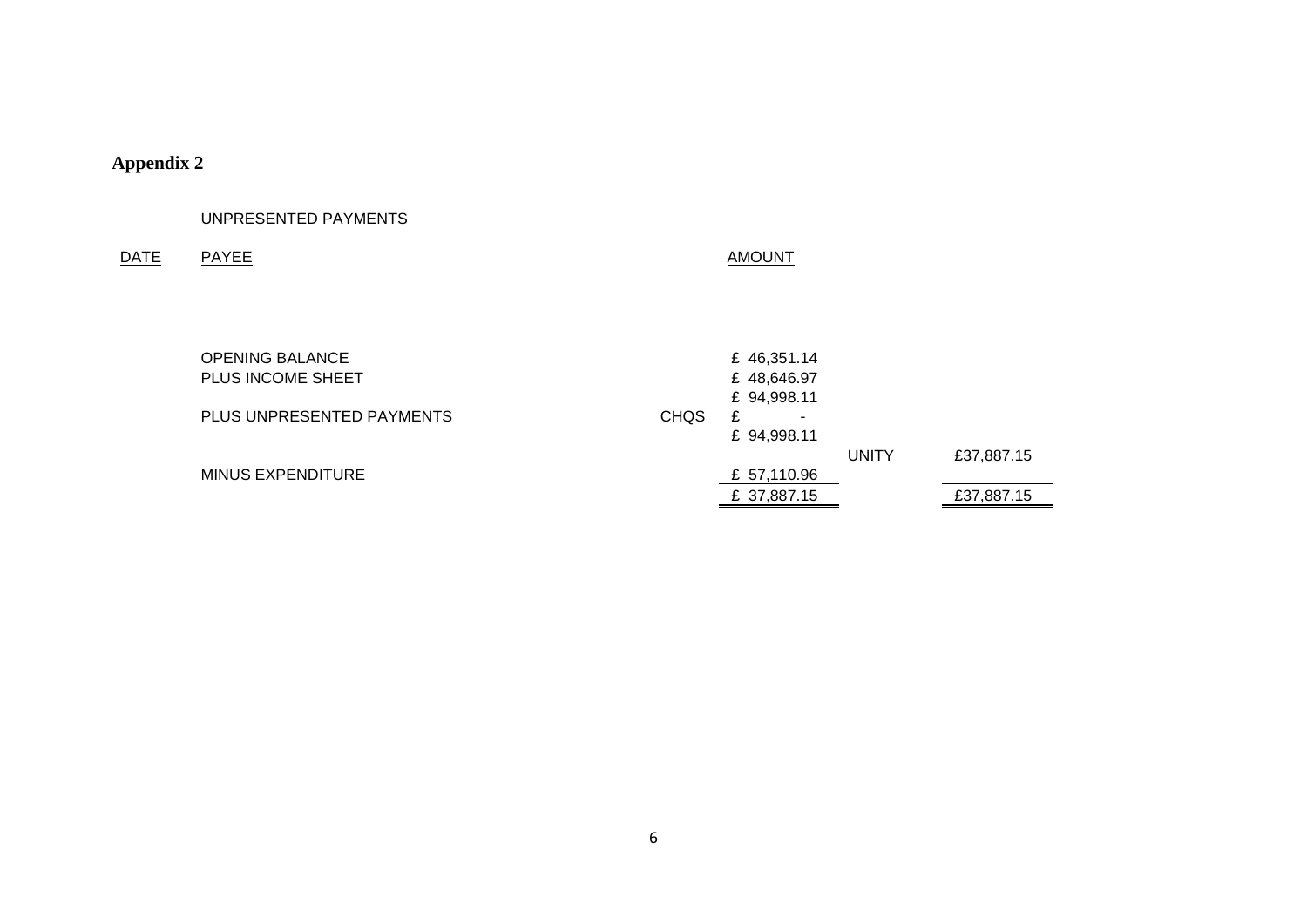**Appendix 2**

UNPRESENTED PAYMENTS

| DATE | PAYEE | | AMOUNT | | |
|---|---|---|---|---|---|
| | | | | | |
| | OPENING BALANCE | | £ 46,351.14 | | |
| | PLUS INCOME SHEET | | £ 48,646.97 | | |
| | | | £ 94,998.11 | | |
| | PLUS UNPRESENTED PAYMENTS | CHQS | £ - | | |
| | | | £ 94,998.11 | | |
| | | | | UNITY | £37,887.15 |
| | MINUS EXPENDITURE | | £ 57,110.96 | | |
| | | | £ 37,887.15 | | £37,887.15 |